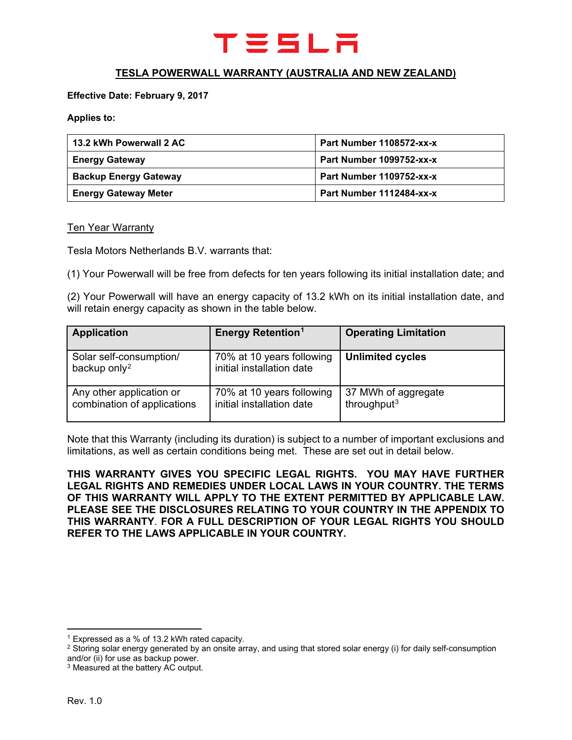# TESLA

## TESLA POWERWALL WARRANTY (AUSTRALIA AND NEW ZEALAND)

**Effective Date: February 9, 2017**

**Applies to:**

| 13.2 kWh Powerwall 2 AC | Part Number 1108572-xx-x |
|---|---|
| Energy Gateway | Part Number 1099752-xx-x |
| Backup Energy Gateway | Part Number 1109752-xx-x |
| Energy Gateway Meter | Part Number 1112484-xx-x |

### Ten Year Warranty

Tesla Motors Netherlands B.V. warrants that:

(1) Your Powerwall will be free from defects for ten years following its initial installation date; and

(2) Your Powerwall will have an energy capacity of 13.2 kWh on its initial installation date, and will retain energy capacity as shown in the table below.

| Application | Energy Retention[1] | Operating Limitation |
|---|---|---|
| Solar self-consumption/ backup only[2] | 70% at 10 years following initial installation date | **Unlimited cycles** |
| Any other application or combination of applications | 70% at 10 years following initial installation date | 37 MWh of aggregate throughput[3] |

Note that this Warranty (including its duration) is subject to a number of important exclusions and limitations, as well as certain conditions being met. These are set out in detail below.

**THIS WARRANTY GIVES YOU SPECIFIC LEGAL RIGHTS. YOU MAY HAVE FURTHER LEGAL RIGHTS AND REMEDIES UNDER LOCAL LAWS IN YOUR COUNTRY. THE TERMS OF THIS WARRANTY WILL APPLY TO THE EXTENT PERMITTED BY APPLICABLE LAW. PLEASE SEE THE DISCLOSURES RELATING TO YOUR COUNTRY IN THE APPENDIX TO THIS WARRANTY. FOR A FULL DESCRIPTION OF YOUR LEGAL RIGHTS YOU SHOULD REFER TO THE LAWS APPLICABLE IN YOUR COUNTRY.**

---

[1] Expressed as a % of 13.2 kWh rated capacity.

[2] Storing solar energy generated by an onsite array, and using that stored solar energy (i) for daily self-consumption and/or (ii) for use as backup power.

[3] Measured at the battery AC output.

Rev. 1.0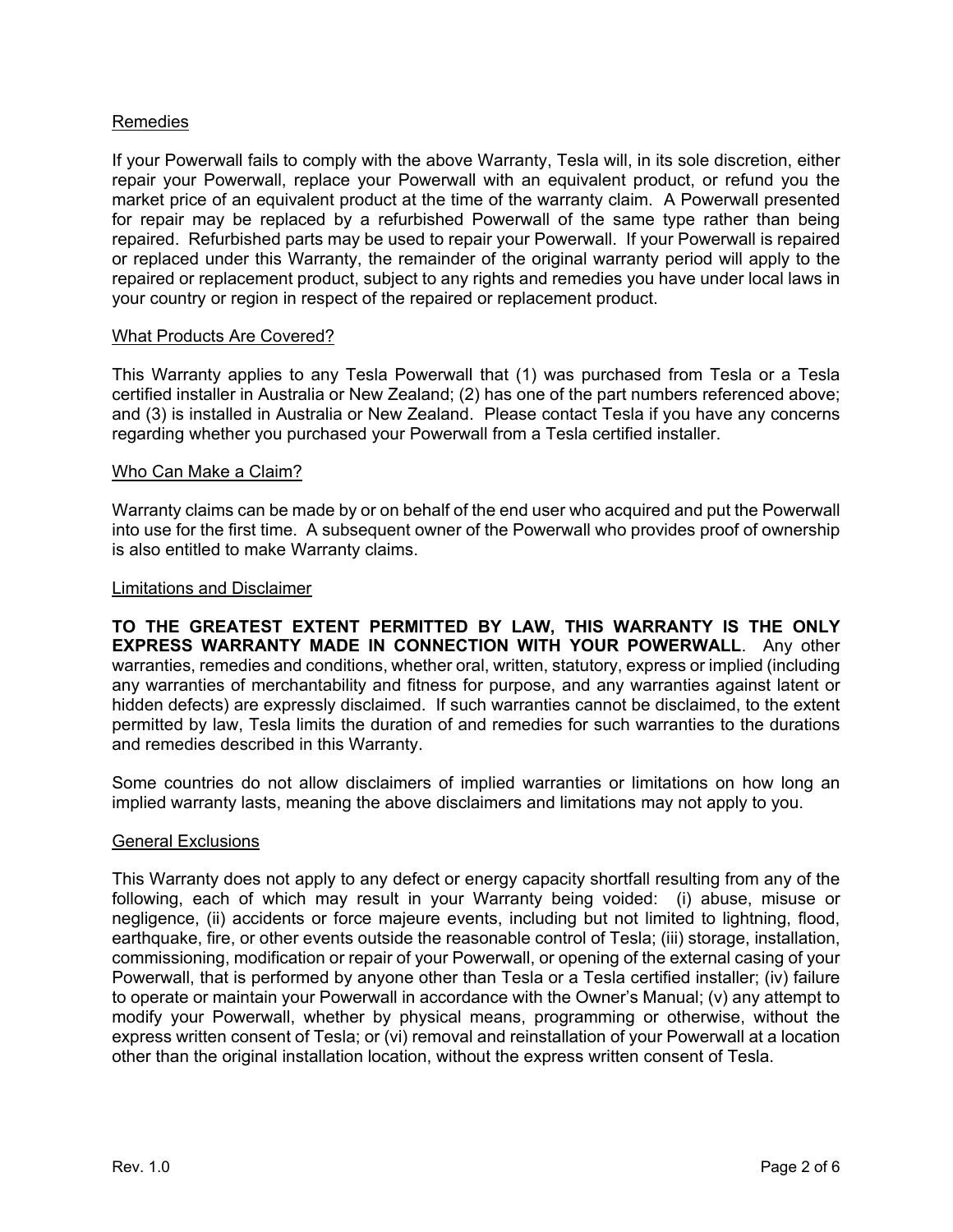## Remedies

If your Powerwall fails to comply with the above Warranty, Tesla will, in its sole discretion, either repair your Powerwall, replace your Powerwall with an equivalent product, or refund you the market price of an equivalent product at the time of the warranty claim. A Powerwall presented for repair may be replaced by a refurbished Powerwall of the same type rather than being repaired. Refurbished parts may be used to repair your Powerwall. If your Powerwall is repaired or replaced under this Warranty, the remainder of the original warranty period will apply to the repaired or replacement product, subject to any rights and remedies you have under local laws in your country or region in respect of the repaired or replacement product.

## What Products Are Covered?

This Warranty applies to any Tesla Powerwall that (1) was purchased from Tesla or a Tesla certified installer in Australia or New Zealand; (2) has one of the part numbers referenced above; and (3) is installed in Australia or New Zealand. Please contact Tesla if you have any concerns regarding whether you purchased your Powerwall from a Tesla certified installer.

## Who Can Make a Claim?

Warranty claims can be made by or on behalf of the end user who acquired and put the Powerwall into use for the first time. A subsequent owner of the Powerwall who provides proof of ownership is also entitled to make Warranty claims.

## Limitations and Disclaimer

**TO THE GREATEST EXTENT PERMITTED BY LAW, THIS WARRANTY IS THE ONLY EXPRESS WARRANTY MADE IN CONNECTION WITH YOUR POWERWALL**. Any other warranties, remedies and conditions, whether oral, written, statutory, express or implied (including any warranties of merchantability and fitness for purpose, and any warranties against latent or hidden defects) are expressly disclaimed. If such warranties cannot be disclaimed, to the extent permitted by law, Tesla limits the duration of and remedies for such warranties to the durations and remedies described in this Warranty.

Some countries do not allow disclaimers of implied warranties or limitations on how long an implied warranty lasts, meaning the above disclaimers and limitations may not apply to you.

## General Exclusions

This Warranty does not apply to any defect or energy capacity shortfall resulting from any of the following, each of which may result in your Warranty being voided: (i) abuse, misuse or negligence, (ii) accidents or force majeure events, including but not limited to lightning, flood, earthquake, fire, or other events outside the reasonable control of Tesla; (iii) storage, installation, commissioning, modification or repair of your Powerwall, or opening of the external casing of your Powerwall, that is performed by anyone other than Tesla or a Tesla certified installer; (iv) failure to operate or maintain your Powerwall in accordance with the Owner's Manual; (v) any attempt to modify your Powerwall, whether by physical means, programming or otherwise, without the express written consent of Tesla; or (vi) removal and reinstallation of your Powerwall at a location other than the original installation location, without the express written consent of Tesla.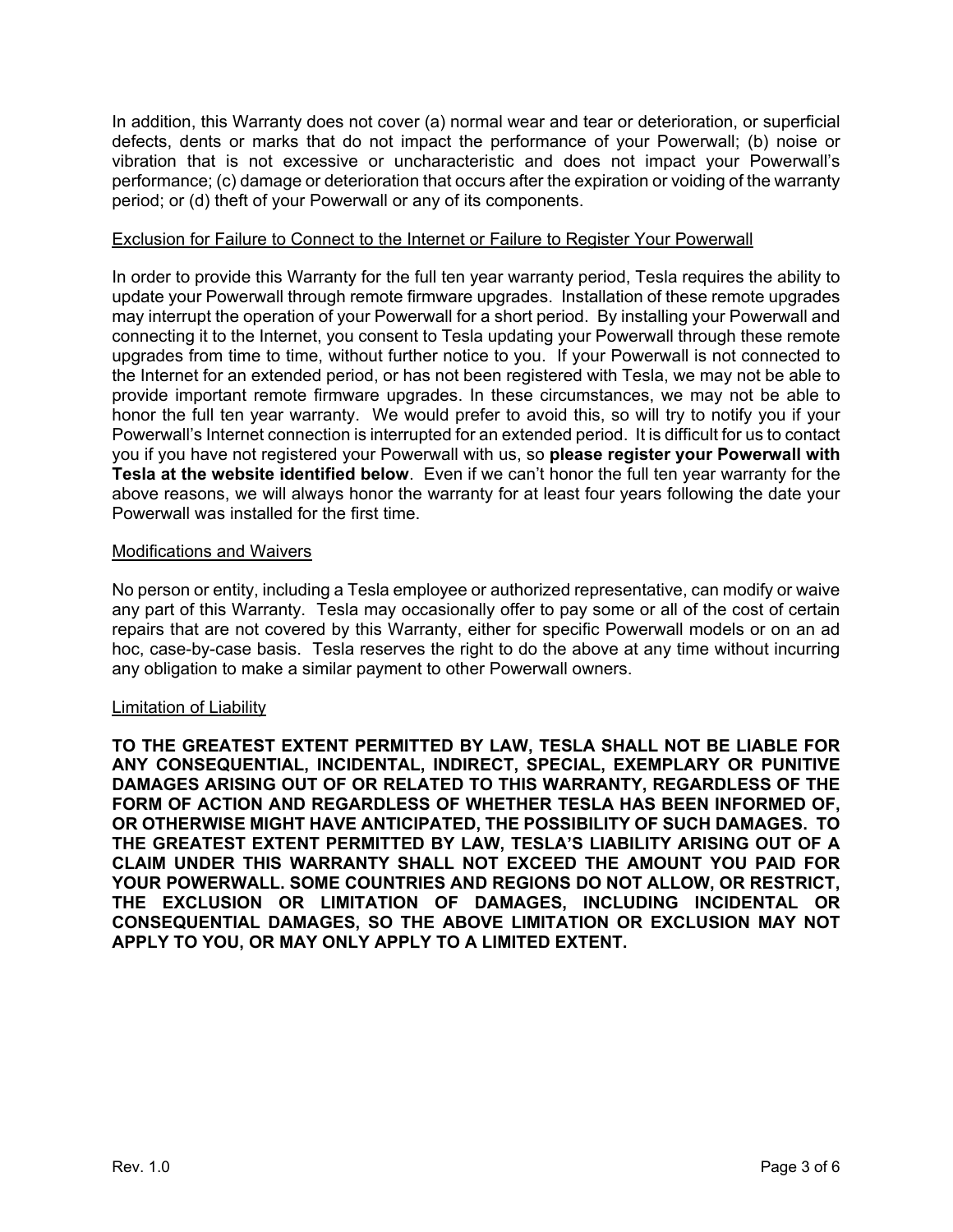In addition, this Warranty does not cover (a) normal wear and tear or deterioration, or superficial defects, dents or marks that do not impact the performance of your Powerwall; (b) noise or vibration that is not excessive or uncharacteristic and does not impact your Powerwall's performance; (c) damage or deterioration that occurs after the expiration or voiding of the warranty period; or (d) theft of your Powerwall or any of its components.

## Exclusion for Failure to Connect to the Internet or Failure to Register Your Powerwall

In order to provide this Warranty for the full ten year warranty period, Tesla requires the ability to update your Powerwall through remote firmware upgrades. Installation of these remote upgrades may interrupt the operation of your Powerwall for a short period. By installing your Powerwall and connecting it to the Internet, you consent to Tesla updating your Powerwall through these remote upgrades from time to time, without further notice to you. If your Powerwall is not connected to the Internet for an extended period, or has not been registered with Tesla, we may not be able to provide important remote firmware upgrades. In these circumstances, we may not be able to honor the full ten year warranty. We would prefer to avoid this, so will try to notify you if your Powerwall's Internet connection is interrupted for an extended period. It is difficult for us to contact you if you have not registered your Powerwall with us, so **please register your Powerwall with Tesla at the website identified below**. Even if we can't honor the full ten year warranty for the above reasons, we will always honor the warranty for at least four years following the date your Powerwall was installed for the first time.

## Modifications and Waivers

No person or entity, including a Tesla employee or authorized representative, can modify or waive any part of this Warranty. Tesla may occasionally offer to pay some or all of the cost of certain repairs that are not covered by this Warranty, either for specific Powerwall models or on an ad hoc, case-by-case basis. Tesla reserves the right to do the above at any time without incurring any obligation to make a similar payment to other Powerwall owners.

## Limitation of Liability

**TO THE GREATEST EXTENT PERMITTED BY LAW, TESLA SHALL NOT BE LIABLE FOR ANY CONSEQUENTIAL, INCIDENTAL, INDIRECT, SPECIAL, EXEMPLARY OR PUNITIVE DAMAGES ARISING OUT OF OR RELATED TO THIS WARRANTY, REGARDLESS OF THE FORM OF ACTION AND REGARDLESS OF WHETHER TESLA HAS BEEN INFORMED OF, OR OTHERWISE MIGHT HAVE ANTICIPATED, THE POSSIBILITY OF SUCH DAMAGES. TO THE GREATEST EXTENT PERMITTED BY LAW, TESLA'S LIABILITY ARISING OUT OF A CLAIM UNDER THIS WARRANTY SHALL NOT EXCEED THE AMOUNT YOU PAID FOR YOUR POWERWALL. SOME COUNTRIES AND REGIONS DO NOT ALLOW, OR RESTRICT, THE EXCLUSION OR LIMITATION OF DAMAGES, INCLUDING INCIDENTAL OR CONSEQUENTIAL DAMAGES, SO THE ABOVE LIMITATION OR EXCLUSION MAY NOT APPLY TO YOU, OR MAY ONLY APPLY TO A LIMITED EXTENT.**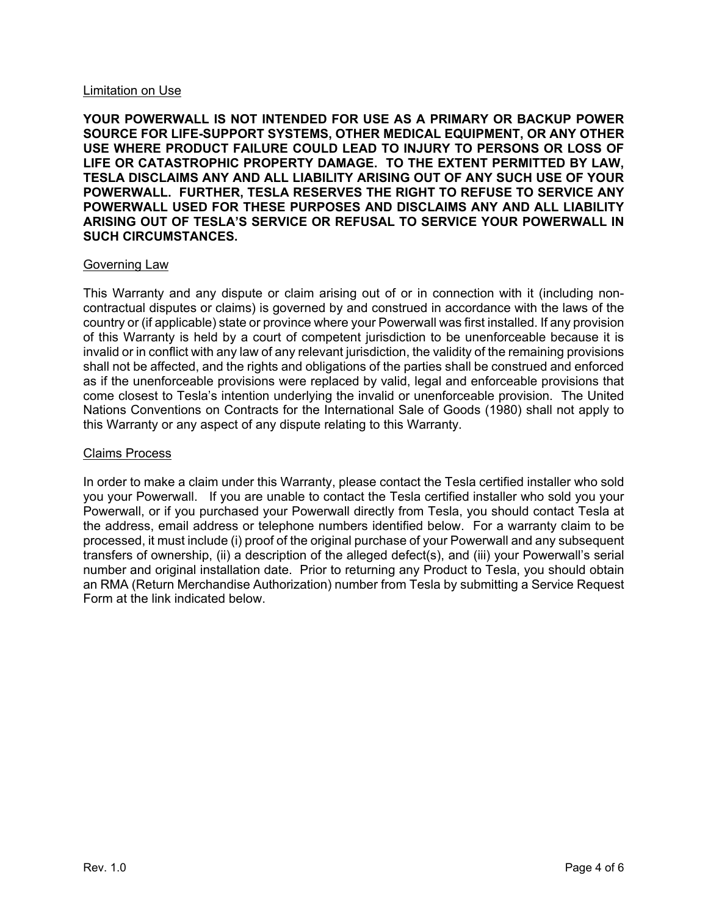## Limitation on Use

**YOUR POWERWALL IS NOT INTENDED FOR USE AS A PRIMARY OR BACKUP POWER SOURCE FOR LIFE-SUPPORT SYSTEMS, OTHER MEDICAL EQUIPMENT, OR ANY OTHER USE WHERE PRODUCT FAILURE COULD LEAD TO INJURY TO PERSONS OR LOSS OF LIFE OR CATASTROPHIC PROPERTY DAMAGE. TO THE EXTENT PERMITTED BY LAW, TESLA DISCLAIMS ANY AND ALL LIABILITY ARISING OUT OF ANY SUCH USE OF YOUR POWERWALL. FURTHER, TESLA RESERVES THE RIGHT TO REFUSE TO SERVICE ANY POWERWALL USED FOR THESE PURPOSES AND DISCLAIMS ANY AND ALL LIABILITY ARISING OUT OF TESLA'S SERVICE OR REFUSAL TO SERVICE YOUR POWERWALL IN SUCH CIRCUMSTANCES.**

## Governing Law

This Warranty and any dispute or claim arising out of or in connection with it (including non-contractual disputes or claims) is governed by and construed in accordance with the laws of the country or (if applicable) state or province where your Powerwall was first installed. If any provision of this Warranty is held by a court of competent jurisdiction to be unenforceable because it is invalid or in conflict with any law of any relevant jurisdiction, the validity of the remaining provisions shall not be affected, and the rights and obligations of the parties shall be construed and enforced as if the unenforceable provisions were replaced by valid, legal and enforceable provisions that come closest to Tesla's intention underlying the invalid or unenforceable provision. The United Nations Conventions on Contracts for the International Sale of Goods (1980) shall not apply to this Warranty or any aspect of any dispute relating to this Warranty.

## Claims Process

In order to make a claim under this Warranty, please contact the Tesla certified installer who sold you your Powerwall. If you are unable to contact the Tesla certified installer who sold you your Powerwall, or if you purchased your Powerwall directly from Tesla, you should contact Tesla at the address, email address or telephone numbers identified below. For a warranty claim to be processed, it must include (i) proof of the original purchase of your Powerwall and any subsequent transfers of ownership, (ii) a description of the alleged defect(s), and (iii) your Powerwall's serial number and original installation date. Prior to returning any Product to Tesla, you should obtain an RMA (Return Merchandise Authorization) number from Tesla by submitting a Service Request Form at the link indicated below.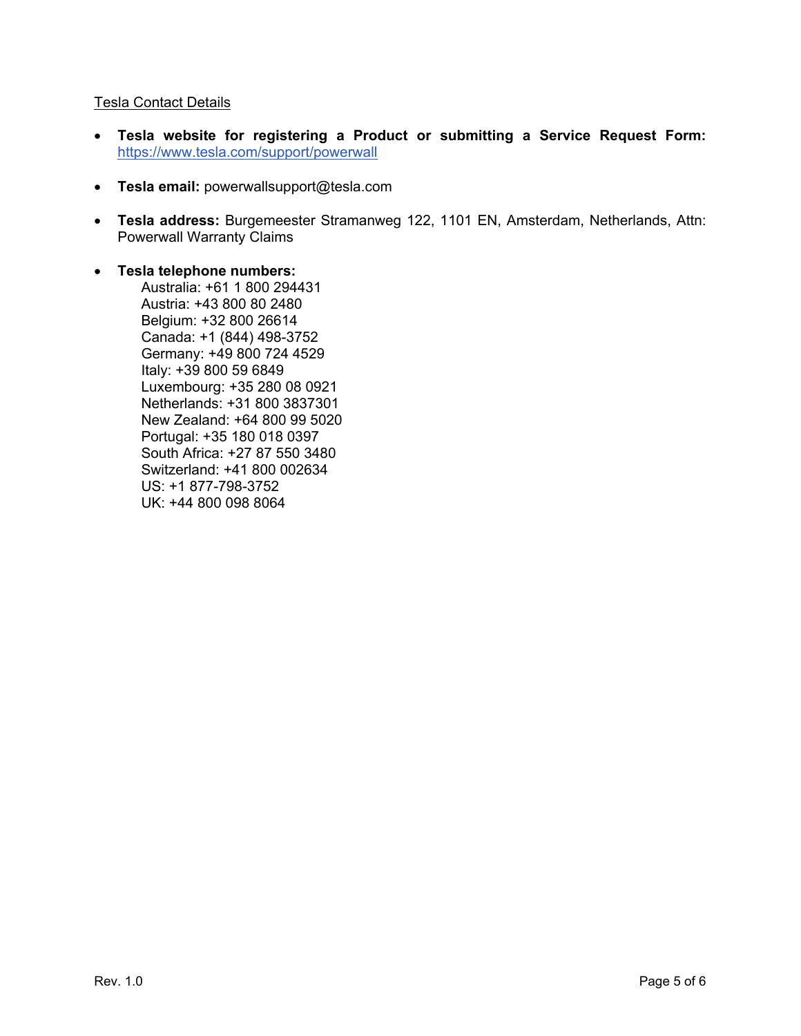<u>Tesla Contact Details</u>

- **Tesla website for registering a Product or submitting a Service Request Form:** [https://www.tesla.com/support/powerwall](https://www.tesla.com/support/powerwall)

- **Tesla email:** powerwallsupport@tesla.com

- **Tesla address:** Burgemeester Stramanweg 122, 1101 EN, Amsterdam, Netherlands, Attn: Powerwall Warranty Claims

- **Tesla telephone numbers:**
  Australia: +61 1 800 294431
  Austria: +43 800 80 2480
  Belgium: +32 800 26614
  Canada: +1 (844) 498-3752
  Germany: +49 800 724 4529
  Italy: +39 800 59 6849
  Luxembourg: +35 280 08 0921
  Netherlands: +31 800 3837301
  New Zealand: +64 800 99 5020
  Portugal: +35 180 018 0397
  South Africa: +27 87 550 3480
  Switzerland: +41 800 002634
  US: +1 877-798-3752
  UK: +44 800 098 8064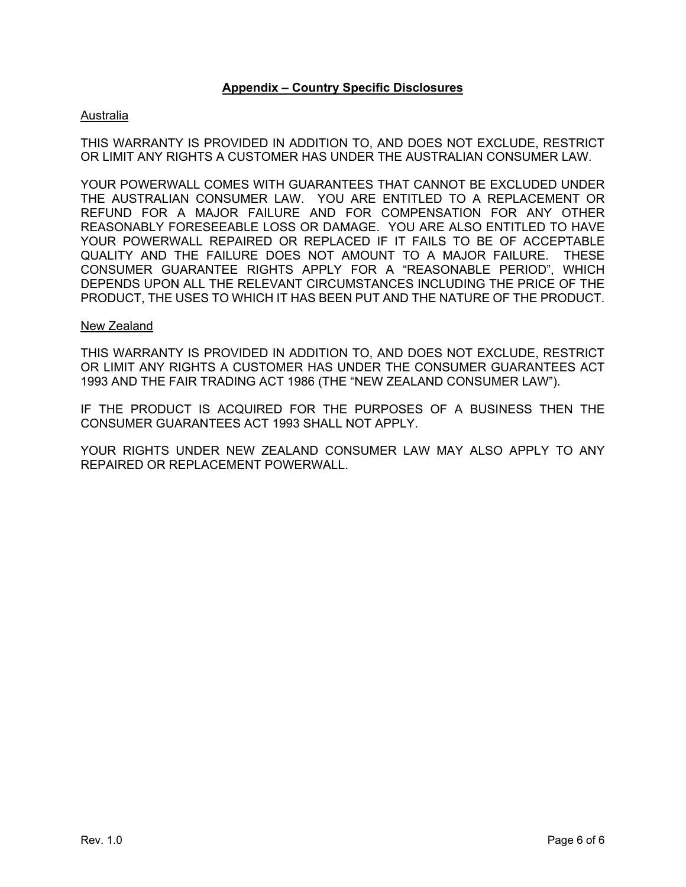## Appendix – Country Specific Disclosures

### Australia

THIS WARRANTY IS PROVIDED IN ADDITION TO, AND DOES NOT EXCLUDE, RESTRICT OR LIMIT ANY RIGHTS A CUSTOMER HAS UNDER THE AUSTRALIAN CONSUMER LAW.

YOUR POWERWALL COMES WITH GUARANTEES THAT CANNOT BE EXCLUDED UNDER THE AUSTRALIAN CONSUMER LAW. YOU ARE ENTITLED TO A REPLACEMENT OR REFUND FOR A MAJOR FAILURE AND FOR COMPENSATION FOR ANY OTHER REASONABLY FORESEEABLE LOSS OR DAMAGE. YOU ARE ALSO ENTITLED TO HAVE YOUR POWERWALL REPAIRED OR REPLACED IF IT FAILS TO BE OF ACCEPTABLE QUALITY AND THE FAILURE DOES NOT AMOUNT TO A MAJOR FAILURE. THESE CONSUMER GUARANTEE RIGHTS APPLY FOR A "REASONABLE PERIOD", WHICH DEPENDS UPON ALL THE RELEVANT CIRCUMSTANCES INCLUDING THE PRICE OF THE PRODUCT, THE USES TO WHICH IT HAS BEEN PUT AND THE NATURE OF THE PRODUCT.

### New Zealand

THIS WARRANTY IS PROVIDED IN ADDITION TO, AND DOES NOT EXCLUDE, RESTRICT OR LIMIT ANY RIGHTS A CUSTOMER HAS UNDER THE CONSUMER GUARANTEES ACT 1993 AND THE FAIR TRADING ACT 1986 (THE "NEW ZEALAND CONSUMER LAW").

IF THE PRODUCT IS ACQUIRED FOR THE PURPOSES OF A BUSINESS THEN THE CONSUMER GUARANTEES ACT 1993 SHALL NOT APPLY.

YOUR RIGHTS UNDER NEW ZEALAND CONSUMER LAW MAY ALSO APPLY TO ANY REPAIRED OR REPLACEMENT POWERWALL.

Rev. 1.0